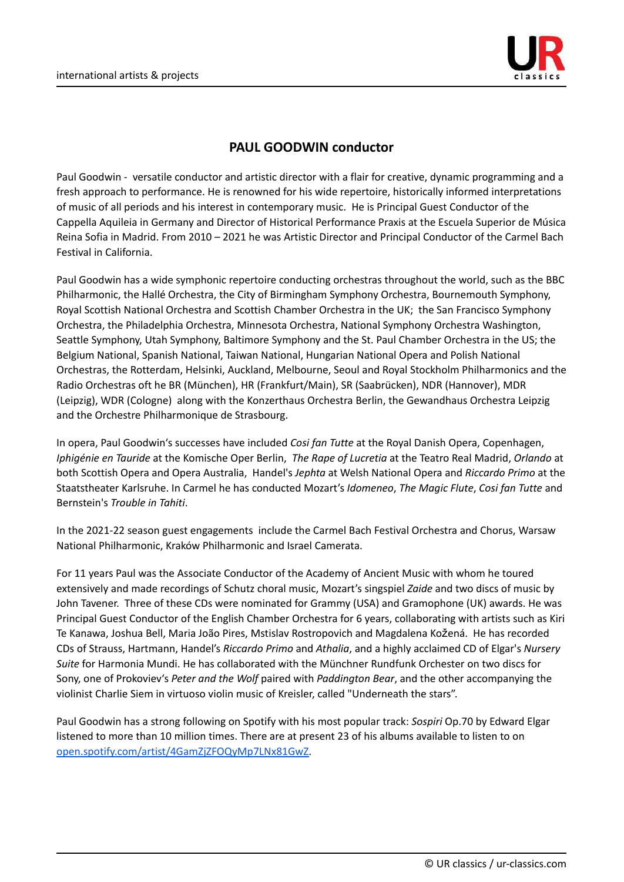## PAUL GOODWIN conductor

Paul Goodwin - versatile conductor and artistic director with a flair for creative, dynamic programming and a fresh approach to performance. He is renowned for his wide repertoire, historically informed interpretations of music of all periods and his interest in contemporary music. He is Principal Guest Conductor of the Cappella Aquileia in Germany and Director of Historical Performance Praxis at the Escuela Superior de Música Reina Sofia in Madrid. From 2010 – 2021 he was Artistic Director and Principal Conductor of the Carmel Bach Festival in California.

Paul Goodwin has a wide symphonic repertoire conducting orchestras throughout the world, such as the BBC Philharmonic, the Hallé Orchestra, the City of Birmingham Symphony Orchestra, Bournemouth Symphony, Royal Scottish National Orchestra and Scottish Chamber Orchestra in the UK; the San Francisco Symphony Orchestra, the Philadelphia Orchestra, Minnesota Orchestra, National Symphony Orchestra Washington, Seattle Symphony, Utah Symphony, Baltimore Symphony and the St. Paul Chamber Orchestra in the US; the Belgium National, Spanish National, Taiwan National, Hungarian National Opera and Polish National Orchestras, the Rotterdam, Helsinki, Auckland, Melbourne, Seoul and Royal Stockholm Philharmonics and the Radio Orchestras oft he BR (München), HR (Frankfurt/Main), SR (Saabrücken), NDR (Hannover), MDR (Leipzig), WDR (Cologne) along with the Konzerthaus Orchestra Berlin, the Gewandhaus Orchestra Leipzig and the Orchestre Philharmonique de Strasbourg.

In opera, Paul Goodwin's successes have included *Cosi fan Tutte* at the Royal Danish Opera, Copenhagen, *Iphigénie en Tauride* at the Komische Oper Berlin, *The Rape of Lucretia* at the Teatro Real Madrid, *Orlando* at both Scottish Opera and Opera Australia, Handel's *Jephta* at Welsh National Opera and *Riccardo Primo* at the Staatstheater Karlsruhe. In Carmel he has conducted Mozart's *Idomeneo*, *The Magic Flute*, *Cosi fan Tutte* and Bernstein's *Trouble in Tahiti*.

In the 2021-22 season guest engagements include the Carmel Bach Festival Orchestra and Chorus, Warsaw National Philharmonic, Kraków Philharmonic and Israel Camerata.

For 11 years Paul was the Associate Conductor of the Academy of Ancient Music with whom he toured extensively and made recordings of Schutz choral music, Mozart's singspiel *Zaide* and two discs of music by John Tavener. Three of these CDs were nominated for Grammy (USA) and Gramophone (UK) awards. He was Principal Guest Conductor of the English Chamber Orchestra for 6 years, collaborating with artists such as Kiri Te Kanawa, Joshua Bell, Maria João Pires, Mstislav Rostropovich and Magdalena Kožená. He has recorded CDs of Strauss, Hartmann, Handel's *Riccardo Primo* and *Athalia*, and a highly acclaimed CD of Elgar's *Nursery Suite* for Harmonia Mundi. He has collaborated with the Münchner Rundfunk Orchester on two discs for Sony, one of Prokoviev's *Peter and the Wolf* paired with *Paddington Bear*, and the other accompanying the violinist Charlie Siem in virtuoso violin music of Kreisler, called "Underneath the stars".

Paul Goodwin has a strong following on Spotify with his most popular track: *Sospiri* Op.70 by Edward Elgar listened to more than 10 million times. There are at present 23 of his albums available to listen to on [open.spotify.com/artist/4GamZjZFOQyMp7LNx81GwZ](open.spotify.com/artist/4GamZjZFOQyMp7LNx81GwZ).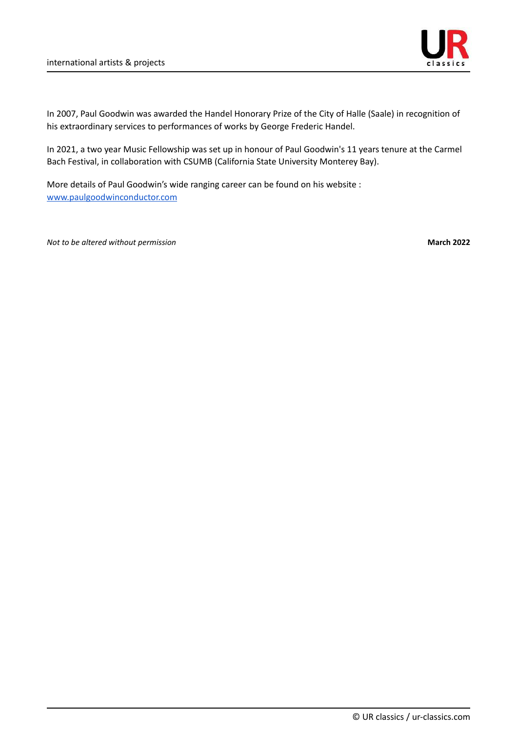In 2007, Paul Goodwin was awarded the Handel Honorary Prize of the City of Halle (Saale) in recognition of his extraordinary services to performances of works by George Frederic Handel.

In 2021, a two year Music Fellowship was set up in honour of Paul Goodwin's 11 years tenure at the Carmel Bach Festival, in collaboration with CSUMB (California State University Monterey Bay).

More details of Paul Goodwin's wide ranging career can be found on his website : [www.paulgoodwinconductor.com](http://www.paulgoodwinconductor.com)

*Not to be altered without permission* **March 2022**